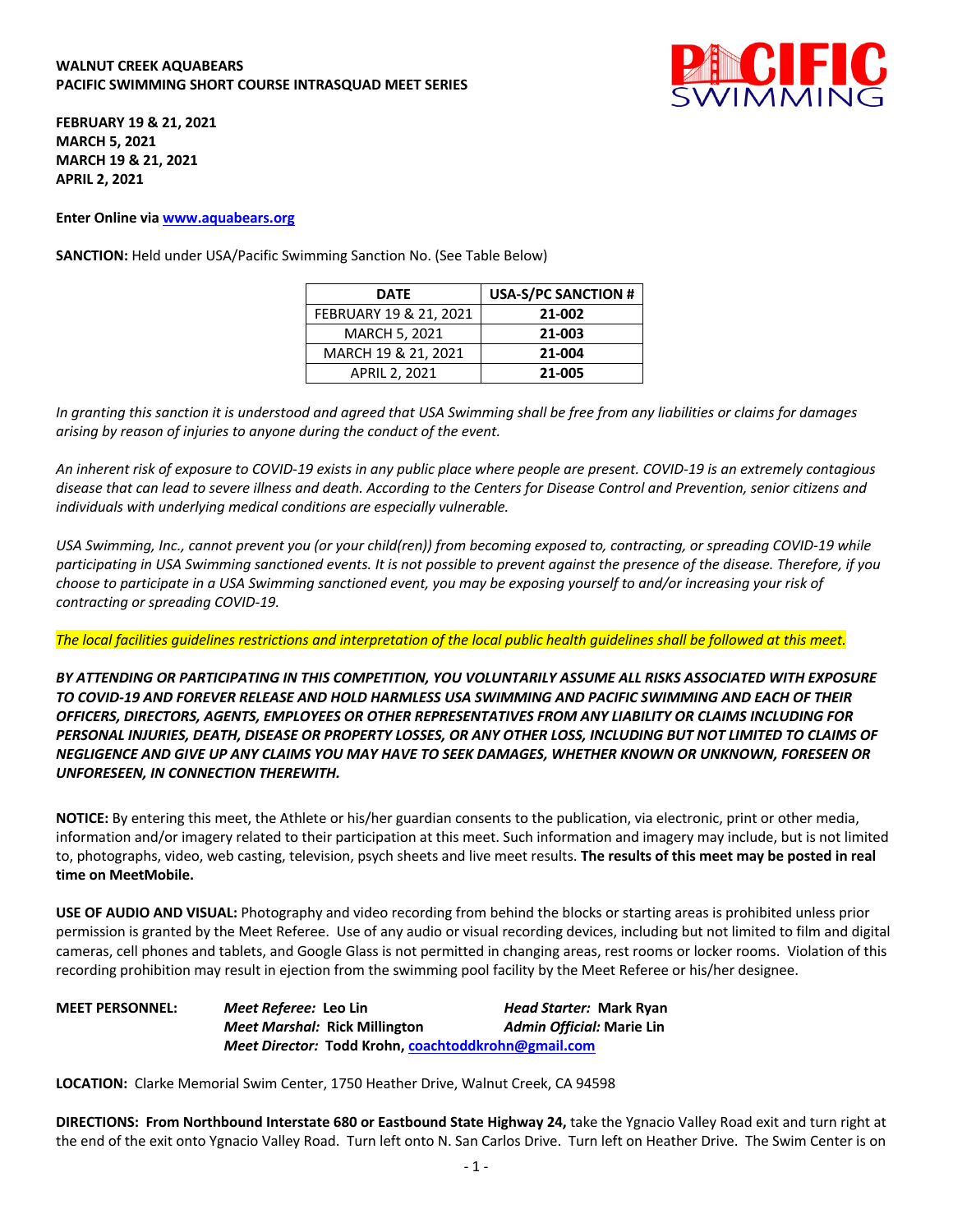**WALNUT CREEK AQUABEARS**
**PACIFIC SWIMMING SHORT COURSE INTRASQUAD MEET SERIES**

**FEBRUARY 19 & 21, 2021**
**MARCH 5, 2021**
**MARCH 19 & 21, 2021**
**APRIL 2, 2021**

**Enter Online via [www.aquabears.org](www.aquabears.org)**

**SANCTION:** Held under USA/Pacific Swimming Sanction No. (See Table Below)

| DATE | USA-S/PC SANCTION # |
|---|---|
| FEBRUARY 19 & 21, 2021 | **21-002** |
| MARCH 5, 2021 | **21-003** |
| MARCH 19 & 21, 2021 | **21-004** |
| APRIL 2, 2021 | **21-005** |

*In granting this sanction it is understood and agreed that USA Swimming shall be free from any liabilities or claims for damages arising by reason of injuries to anyone during the conduct of the event.*

*An inherent risk of exposure to COVID-19 exists in any public place where people are present. COVID-19 is an extremely contagious disease that can lead to severe illness and death. According to the Centers for Disease Control and Prevention, senior citizens and individuals with underlying medical conditions are especially vulnerable.*

*USA Swimming, Inc., cannot prevent you (or your child(ren)) from becoming exposed to, contracting, or spreading COVID-19 while participating in USA Swimming sanctioned events. It is not possible to prevent against the presence of the disease. Therefore, if you choose to participate in a USA Swimming sanctioned event, you may be exposing yourself to and/or increasing your risk of contracting or spreading COVID-19.*

*The local facilities guidelines restrictions and interpretation of the local public health guidelines shall be followed at this meet.*

***BY ATTENDING OR PARTICIPATING IN THIS COMPETITION, YOU VOLUNTARILY ASSUME ALL RISKS ASSOCIATED WITH EXPOSURE TO COVID-19 AND FOREVER RELEASE AND HOLD HARMLESS USA SWIMMING AND PACIFIC SWIMMING AND EACH OF THEIR OFFICERS, DIRECTORS, AGENTS, EMPLOYEES OR OTHER REPRESENTATIVES FROM ANY LIABILITY OR CLAIMS INCLUDING FOR PERSONAL INJURIES, DEATH, DISEASE OR PROPERTY LOSSES, OR ANY OTHER LOSS, INCLUDING BUT NOT LIMITED TO CLAIMS OF NEGLIGENCE AND GIVE UP ANY CLAIMS YOU MAY HAVE TO SEEK DAMAGES, WHETHER KNOWN OR UNKNOWN, FORESEEN OR UNFORESEEN, IN CONNECTION THEREWITH.***

**NOTICE:** By entering this meet, the Athlete or his/her guardian consents to the publication, via electronic, print or other media, information and/or imagery related to their participation at this meet. Such information and imagery may include, but is not limited to, photographs, video, web casting, television, psych sheets and live meet results. **The results of this meet may be posted in real time on MeetMobile.**

**USE OF AUDIO AND VISUAL:** Photography and video recording from behind the blocks or starting areas is prohibited unless prior permission is granted by the Meet Referee. Use of any audio or visual recording devices, including but not limited to film and digital cameras, cell phones and tablets, and Google Glass is not permitted in changing areas, rest rooms or locker rooms. Violation of this recording prohibition may result in ejection from the swimming pool facility by the Meet Referee or his/her designee.

**MEET PERSONNEL:**
*Meet Referee:* **Leo Lin** — *Head Starter:* **Mark Ryan**
*Meet Marshal:* **Rick Millington** — *Admin Official:* **Marie Lin**
*Meet Director:* **Todd Krohn, [coachtoddkrohn@gmail.com](mailto:coachtoddkrohn@gmail.com)**

**LOCATION:** Clarke Memorial Swim Center, 1750 Heather Drive, Walnut Creek, CA 94598

**DIRECTIONS: From Northbound Interstate 680 or Eastbound State Highway 24,** take the Ygnacio Valley Road exit and turn right at the end of the exit onto Ygnacio Valley Road. Turn left onto N. San Carlos Drive. Turn left on Heather Drive. The Swim Center is on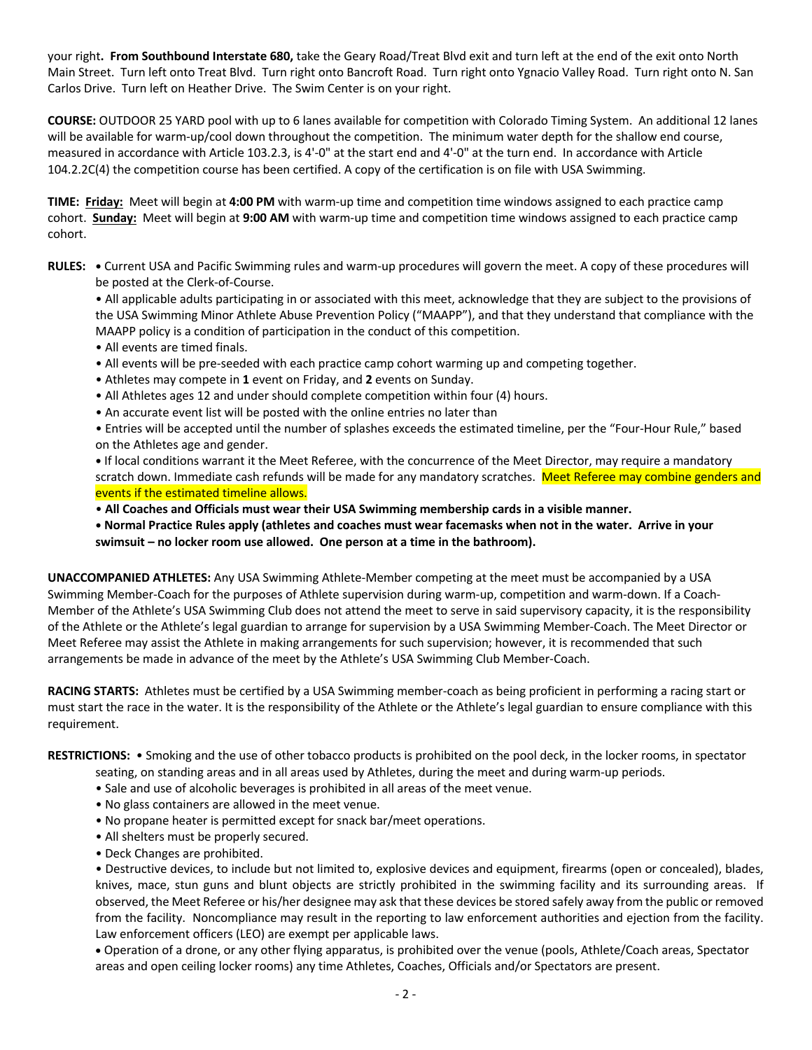your right**. From Southbound Interstate 680,** take the Geary Road/Treat Blvd exit and turn left at the end of the exit onto North Main Street. Turn left onto Treat Blvd. Turn right onto Bancroft Road. Turn right onto Ygnacio Valley Road. Turn right onto N. San Carlos Drive. Turn left on Heather Drive. The Swim Center is on your right.

**COURSE:** OUTDOOR 25 YARD pool with up to 6 lanes available for competition with Colorado Timing System. An additional 12 lanes will be available for warm-up/cool down throughout the competition. The minimum water depth for the shallow end course, measured in accordance with Article 103.2.3, is 4'-0" at the start end and 4'-0" at the turn end. In accordance with Article 104.2.2C(4) the competition course has been certified. A copy of the certification is on file with USA Swimming.

**TIME: Friday:** Meet will begin at **4:00 PM** with warm-up time and competition time windows assigned to each practice camp cohort. **Sunday:** Meet will begin at **9:00 AM** with warm-up time and competition time windows assigned to each practice camp cohort.

**RULES:**

- Current USA and Pacific Swimming rules and warm-up procedures will govern the meet. A copy of these procedures will be posted at the Clerk-of-Course.
- All applicable adults participating in or associated with this meet, acknowledge that they are subject to the provisions of the USA Swimming Minor Athlete Abuse Prevention Policy ("MAAPP"), and that they understand that compliance with the MAAPP policy is a condition of participation in the conduct of this competition.
- All events are timed finals.
- All events will be pre-seeded with each practice camp cohort warming up and competing together.
- Athletes may compete in **1** event on Friday, and **2** events on Sunday.
- All Athletes ages 12 and under should complete competition within four (4) hours.
- An accurate event list will be posted with the online entries no later than
- Entries will be accepted until the number of splashes exceeds the estimated timeline, per the "Four-Hour Rule," based on the Athletes age and gender.
- If local conditions warrant it the Meet Referee, with the concurrence of the Meet Director, may require a mandatory scratch down. Immediate cash refunds will be made for any mandatory scratches. Meet Referee may combine genders and events if the estimated timeline allows.
- **All Coaches and Officials must wear their USA Swimming membership cards in a visible manner.**
- **Normal Practice Rules apply (athletes and coaches must wear facemasks when not in the water. Arrive in your swimsuit – no locker room use allowed. One person at a time in the bathroom).**

**UNACCOMPANIED ATHLETES:** Any USA Swimming Athlete-Member competing at the meet must be accompanied by a USA Swimming Member-Coach for the purposes of Athlete supervision during warm-up, competition and warm-down. If a Coach-Member of the Athlete's USA Swimming Club does not attend the meet to serve in said supervisory capacity, it is the responsibility of the Athlete or the Athlete's legal guardian to arrange for supervision by a USA Swimming Member-Coach. The Meet Director or Meet Referee may assist the Athlete in making arrangements for such supervision; however, it is recommended that such arrangements be made in advance of the meet by the Athlete's USA Swimming Club Member-Coach.

**RACING STARTS:** Athletes must be certified by a USA Swimming member-coach as being proficient in performing a racing start or must start the race in the water. It is the responsibility of the Athlete or the Athlete's legal guardian to ensure compliance with this requirement.

**RESTRICTIONS:**

- Smoking and the use of other tobacco products is prohibited on the pool deck, in the locker rooms, in spectator seating, on standing areas and in all areas used by Athletes, during the meet and during warm-up periods.
- Sale and use of alcoholic beverages is prohibited in all areas of the meet venue.
- No glass containers are allowed in the meet venue.
- No propane heater is permitted except for snack bar/meet operations.
- All shelters must be properly secured.
- Deck Changes are prohibited.
- Destructive devices, to include but not limited to, explosive devices and equipment, firearms (open or concealed), blades, knives, mace, stun guns and blunt objects are strictly prohibited in the swimming facility and its surrounding areas. If observed, the Meet Referee or his/her designee may ask that these devices be stored safely away from the public or removed from the facility. Noncompliance may result in the reporting to law enforcement authorities and ejection from the facility. Law enforcement officers (LEO) are exempt per applicable laws.
- Operation of a drone, or any other flying apparatus, is prohibited over the venue (pools, Athlete/Coach areas, Spectator areas and open ceiling locker rooms) any time Athletes, Coaches, Officials and/or Spectators are present.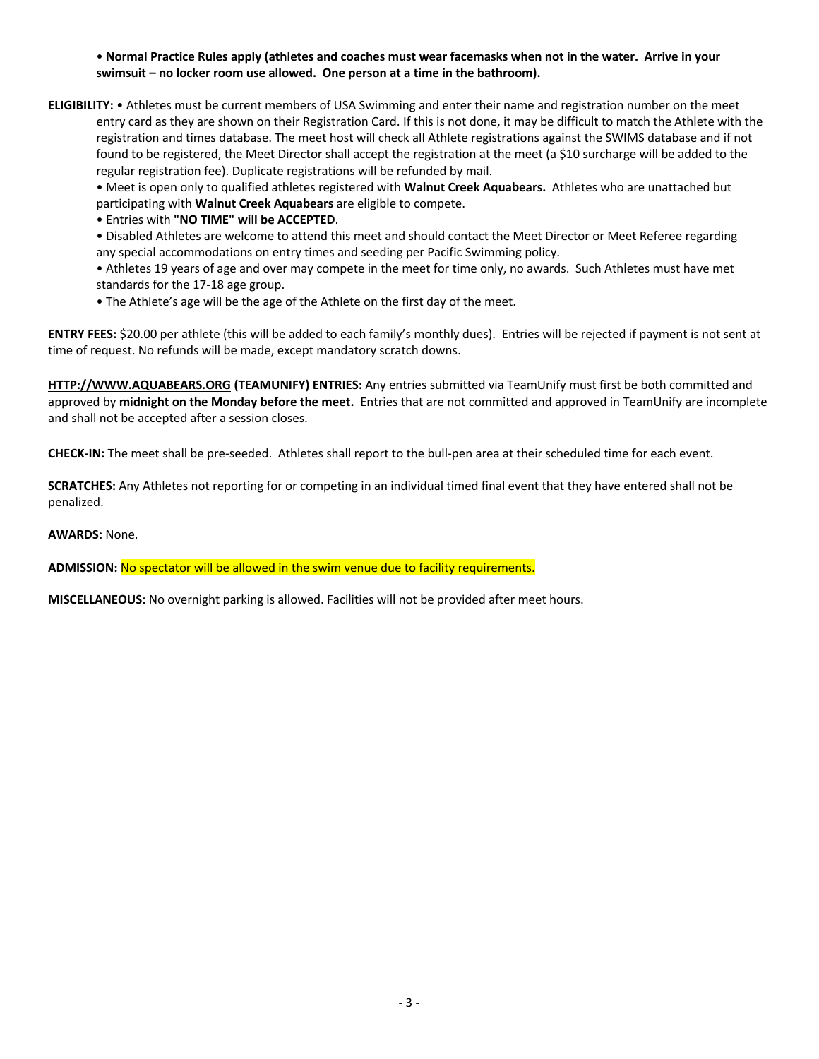- **Normal Practice Rules apply (athletes and coaches must wear facemasks when not in the water. Arrive in your swimsuit – no locker room use allowed. One person at a time in the bathroom).**

**ELIGIBILITY:** • Athletes must be current members of USA Swimming and enter their name and registration number on the meet entry card as they are shown on their Registration Card. If this is not done, it may be difficult to match the Athlete with the registration and times database. The meet host will check all Athlete registrations against the SWIMS database and if not found to be registered, the Meet Director shall accept the registration at the meet (a $10 surcharge will be added to the regular registration fee). Duplicate registrations will be refunded by mail.

- Meet is open only to qualified athletes registered with **Walnut Creek Aquabears.** Athletes who are unattached but participating with **Walnut Creek Aquabears** are eligible to compete.
- Entries with **"NO TIME" will be ACCEPTED**.
- Disabled Athletes are welcome to attend this meet and should contact the Meet Director or Meet Referee regarding any special accommodations on entry times and seeding per Pacific Swimming policy.
- Athletes 19 years of age and over may compete in the meet for time only, no awards. Such Athletes must have met standards for the 17-18 age group.
- The Athlete's age will be the age of the Athlete on the first day of the meet.

**ENTRY FEES:** $20.00 per athlete (this will be added to each family's monthly dues). Entries will be rejected if payment is not sent at time of request. No refunds will be made, except mandatory scratch downs.

**HTTP://WWW.AQUABEARS.ORG (TEAMUNIFY) ENTRIES:** Any entries submitted via TeamUnify must first be both committed and approved by **midnight on the Monday before the meet.** Entries that are not committed and approved in TeamUnify are incomplete and shall not be accepted after a session closes.

**CHECK-IN:** The meet shall be pre-seeded. Athletes shall report to the bull-pen area at their scheduled time for each event.

**SCRATCHES:** Any Athletes not reporting for or competing in an individual timed final event that they have entered shall not be penalized.

**AWARDS:** None.

**ADMISSION:** No spectator will be allowed in the swim venue due to facility requirements.

**MISCELLANEOUS:** No overnight parking is allowed. Facilities will not be provided after meet hours.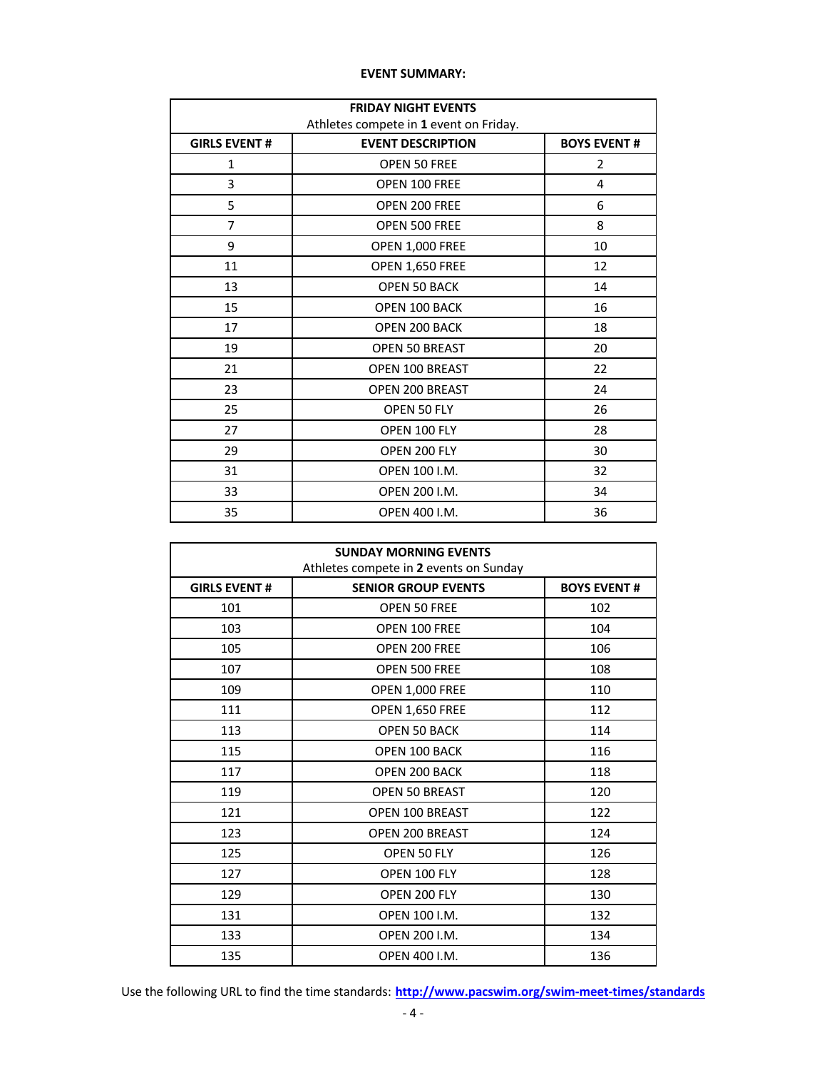**EVENT SUMMARY:**

| FRIDAY NIGHT EVENTS<br>Athletes compete in **1** event on Friday. | | |
|---|---|---|
| **GIRLS EVENT #** | **EVENT DESCRIPTION** | **BOYS EVENT #** |
| 1 | OPEN 50 FREE | 2 |
| 3 | OPEN 100 FREE | 4 |
| 5 | OPEN 200 FREE | 6 |
| 7 | OPEN 500 FREE | 8 |
| 9 | OPEN 1,000 FREE | 10 |
| 11 | OPEN 1,650 FREE | 12 |
| 13 | OPEN 50 BACK | 14 |
| 15 | OPEN 100 BACK | 16 |
| 17 | OPEN 200 BACK | 18 |
| 19 | OPEN 50 BREAST | 20 |
| 21 | OPEN 100 BREAST | 22 |
| 23 | OPEN 200 BREAST | 24 |
| 25 | OPEN 50 FLY | 26 |
| 27 | OPEN 100 FLY | 28 |
| 29 | OPEN 200 FLY | 30 |
| 31 | OPEN 100 I.M. | 32 |
| 33 | OPEN 200 I.M. | 34 |
| 35 | OPEN 400 I.M. | 36 |

| SUNDAY MORNING EVENTS<br>Athletes compete in **2** events on Sunday | | |
|---|---|---|
| **GIRLS EVENT #** | **SENIOR GROUP EVENTS** | **BOYS EVENT #** |
| 101 | OPEN 50 FREE | 102 |
| 103 | OPEN 100 FREE | 104 |
| 105 | OPEN 200 FREE | 106 |
| 107 | OPEN 500 FREE | 108 |
| 109 | OPEN 1,000 FREE | 110 |
| 111 | OPEN 1,650 FREE | 112 |
| 113 | OPEN 50 BACK | 114 |
| 115 | OPEN 100 BACK | 116 |
| 117 | OPEN 200 BACK | 118 |
| 119 | OPEN 50 BREAST | 120 |
| 121 | OPEN 100 BREAST | 122 |
| 123 | OPEN 200 BREAST | 124 |
| 125 | OPEN 50 FLY | 126 |
| 127 | OPEN 100 FLY | 128 |
| 129 | OPEN 200 FLY | 130 |
| 131 | OPEN 100 I.M. | 132 |
| 133 | OPEN 200 I.M. | 134 |
| 135 | OPEN 400 I.M. | 136 |

Use the following URL to find the time standards: **http://www.pacswim.org/swim-meet-times/standards**